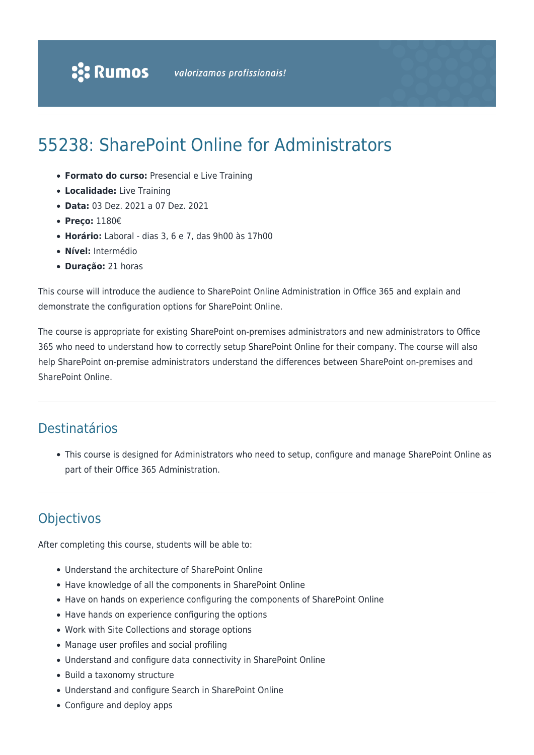Rumos valorizamos profissionais!

# 55238: SharePoint Online for Administrators

- **Formato do curso:** Presencial e Live Training
- **Localidade:** Live Training
- **Data:** 03 Dez. 2021 a 07 Dez. 2021
- **Preço:** 1180€
- **Horário:** Laboral - dias 3, 6 e 7, das 9h00 às 17h00
- **Nível:** Intermédio
- **Duração:** 21 horas

This course will introduce the audience to SharePoint Online Administration in Office 365 and explain and demonstrate the configuration options for SharePoint Online.

The course is appropriate for existing SharePoint on-premises administrators and new administrators to Office 365 who need to understand how to correctly setup SharePoint Online for their company. The course will also help SharePoint on-premise administrators understand the differences between SharePoint on-premises and SharePoint Online.

## Destinatários

- This course is designed for Administrators who need to setup, configure and manage SharePoint Online as part of their Office 365 Administration.

## Objectivos

After completing this course, students will be able to:

- Understand the architecture of SharePoint Online
- Have knowledge of all the components in SharePoint Online
- Have on hands on experience configuring the components of SharePoint Online
- Have hands on experience configuring the options
- Work with Site Collections and storage options
- Manage user profiles and social profiling
- Understand and configure data connectivity in SharePoint Online
- Build a taxonomy structure
- Understand and configure Search in SharePoint Online
- Configure and deploy apps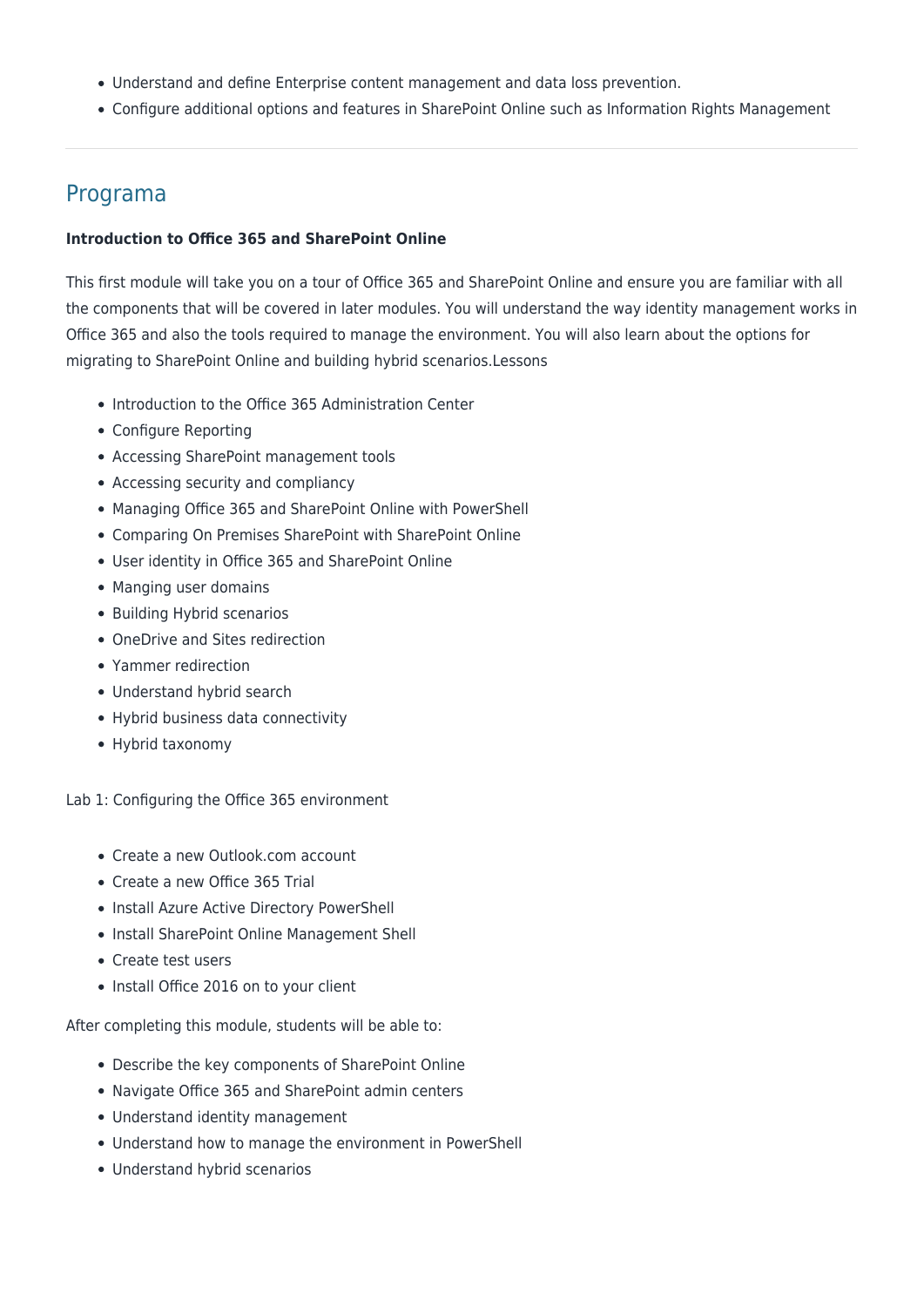- Understand and define Enterprise content management and data loss prevention.
- Configure additional options and features in SharePoint Online such as Information Rights Management

---

## Programa

**Introduction to Office 365 and SharePoint Online**

This first module will take you on a tour of Office 365 and SharePoint Online and ensure you are familiar with all the components that will be covered in later modules. You will understand the way identity management works in Office 365 and also the tools required to manage the environment. You will also learn about the options for migrating to SharePoint Online and building hybrid scenarios.Lessons

- Introduction to the Office 365 Administration Center
- Configure Reporting
- Accessing SharePoint management tools
- Accessing security and compliancy
- Managing Office 365 and SharePoint Online with PowerShell
- Comparing On Premises SharePoint with SharePoint Online
- User identity in Office 365 and SharePoint Online
- Manging user domains
- Building Hybrid scenarios
- OneDrive and Sites redirection
- Yammer redirection
- Understand hybrid search
- Hybrid business data connectivity
- Hybrid taxonomy

Lab 1: Configuring the Office 365 environment

- Create a new Outlook.com account
- Create a new Office 365 Trial
- Install Azure Active Directory PowerShell
- Install SharePoint Online Management Shell
- Create test users
- Install Office 2016 on to your client

After completing this module, students will be able to:

- Describe the key components of SharePoint Online
- Navigate Office 365 and SharePoint admin centers
- Understand identity management
- Understand how to manage the environment in PowerShell
- Understand hybrid scenarios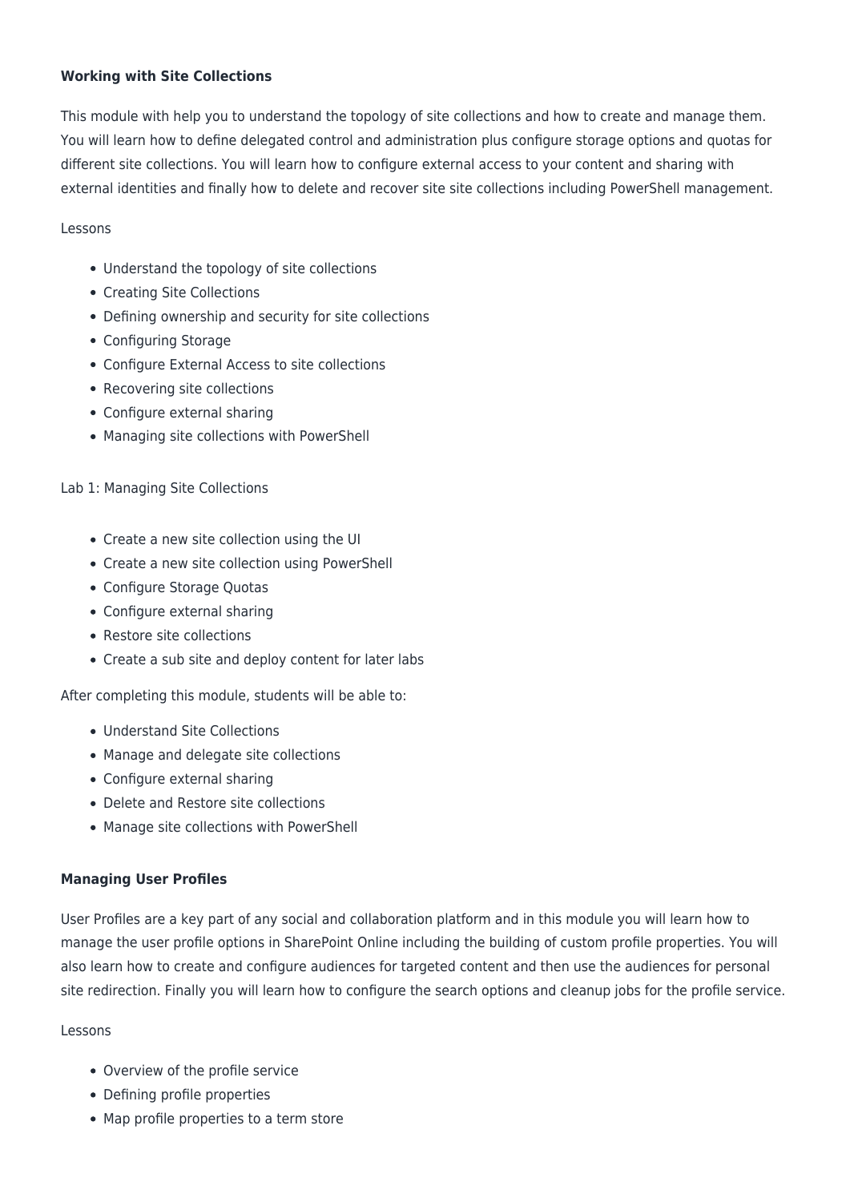**Working with Site Collections**

This module with help you to understand the topology of site collections and how to create and manage them. You will learn how to define delegated control and administration plus configure storage options and quotas for different site collections. You will learn how to configure external access to your content and sharing with external identities and finally how to delete and recover site site collections including PowerShell management.

Lessons

- Understand the topology of site collections
- Creating Site Collections
- Defining ownership and security for site collections
- Configuring Storage
- Configure External Access to site collections
- Recovering site collections
- Configure external sharing
- Managing site collections with PowerShell

Lab 1: Managing Site Collections

- Create a new site collection using the UI
- Create a new site collection using PowerShell
- Configure Storage Quotas
- Configure external sharing
- Restore site collections
- Create a sub site and deploy content for later labs

After completing this module, students will be able to:

- Understand Site Collections
- Manage and delegate site collections
- Configure external sharing
- Delete and Restore site collections
- Manage site collections with PowerShell

**Managing User Profiles**

User Profiles are a key part of any social and collaboration platform and in this module you will learn how to manage the user profile options in SharePoint Online including the building of custom profile properties. You will also learn how to create and configure audiences for targeted content and then use the audiences for personal site redirection. Finally you will learn how to configure the search options and cleanup jobs for the profile service.

Lessons

- Overview of the profile service
- Defining profile properties
- Map profile properties to a term store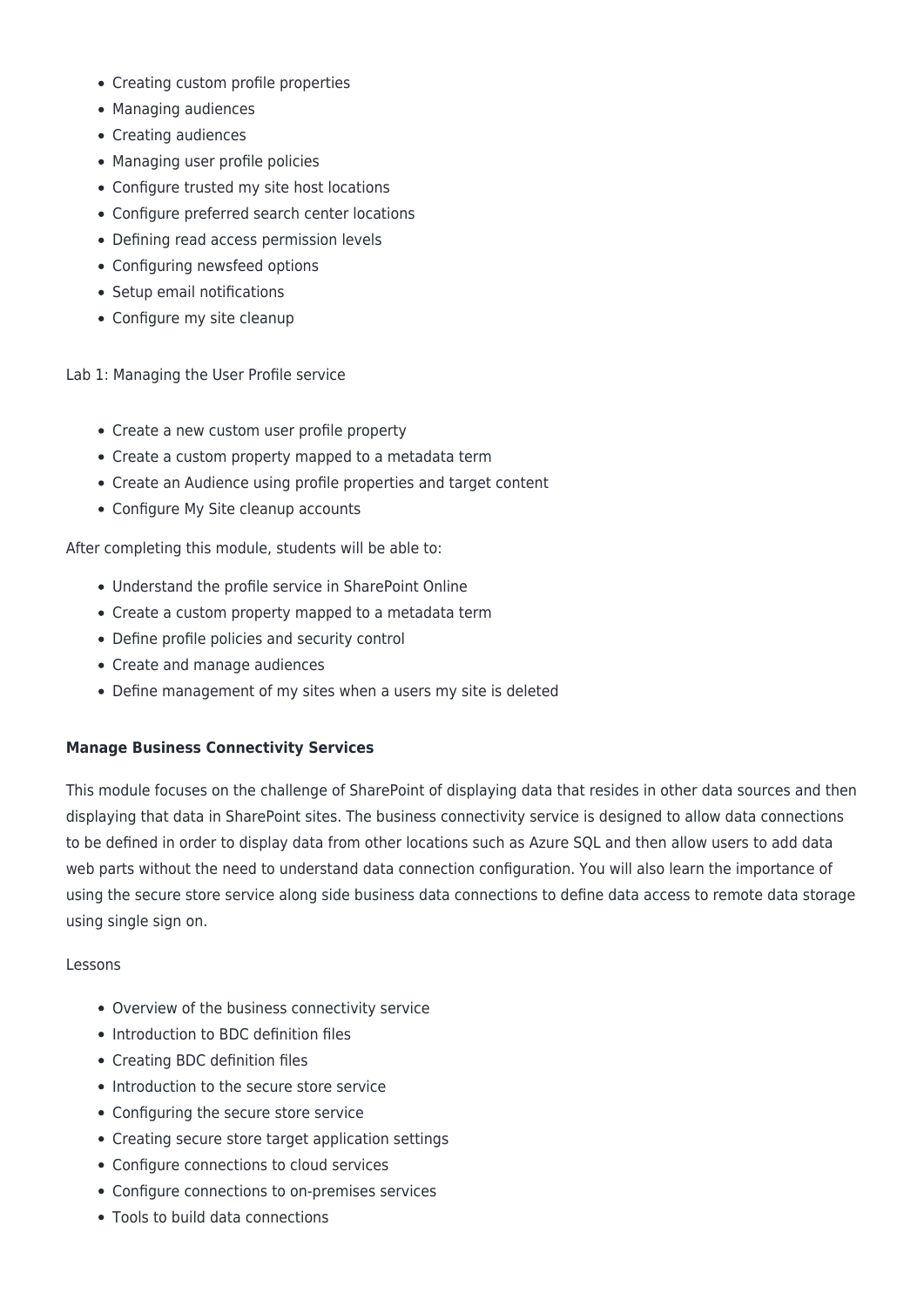- Creating custom profile properties
- Managing audiences
- Creating audiences
- Managing user profile policies
- Configure trusted my site host locations
- Configure preferred search center locations
- Defining read access permission levels
- Configuring newsfeed options
- Setup email notifications
- Configure my site cleanup

Lab 1: Managing the User Profile service

- Create a new custom user profile property
- Create a custom property mapped to a metadata term
- Create an Audience using profile properties and target content
- Configure My Site cleanup accounts

After completing this module, students will be able to:

- Understand the profile service in SharePoint Online
- Create a custom property mapped to a metadata term
- Define profile policies and security control
- Create and manage audiences
- Define management of my sites when a users my site is deleted

**Manage Business Connectivity Services**

This module focuses on the challenge of SharePoint of displaying data that resides in other data sources and then displaying that data in SharePoint sites. The business connectivity service is designed to allow data connections to be defined in order to display data from other locations such as Azure SQL and then allow users to add data web parts without the need to understand data connection configuration. You will also learn the importance of using the secure store service along side business data connections to define data access to remote data storage using single sign on.

Lessons

- Overview of the business connectivity service
- Introduction to BDC definition files
- Creating BDC definition files
- Introduction to the secure store service
- Configuring the secure store service
- Creating secure store target application settings
- Configure connections to cloud services
- Configure connections to on-premises services
- Tools to build data connections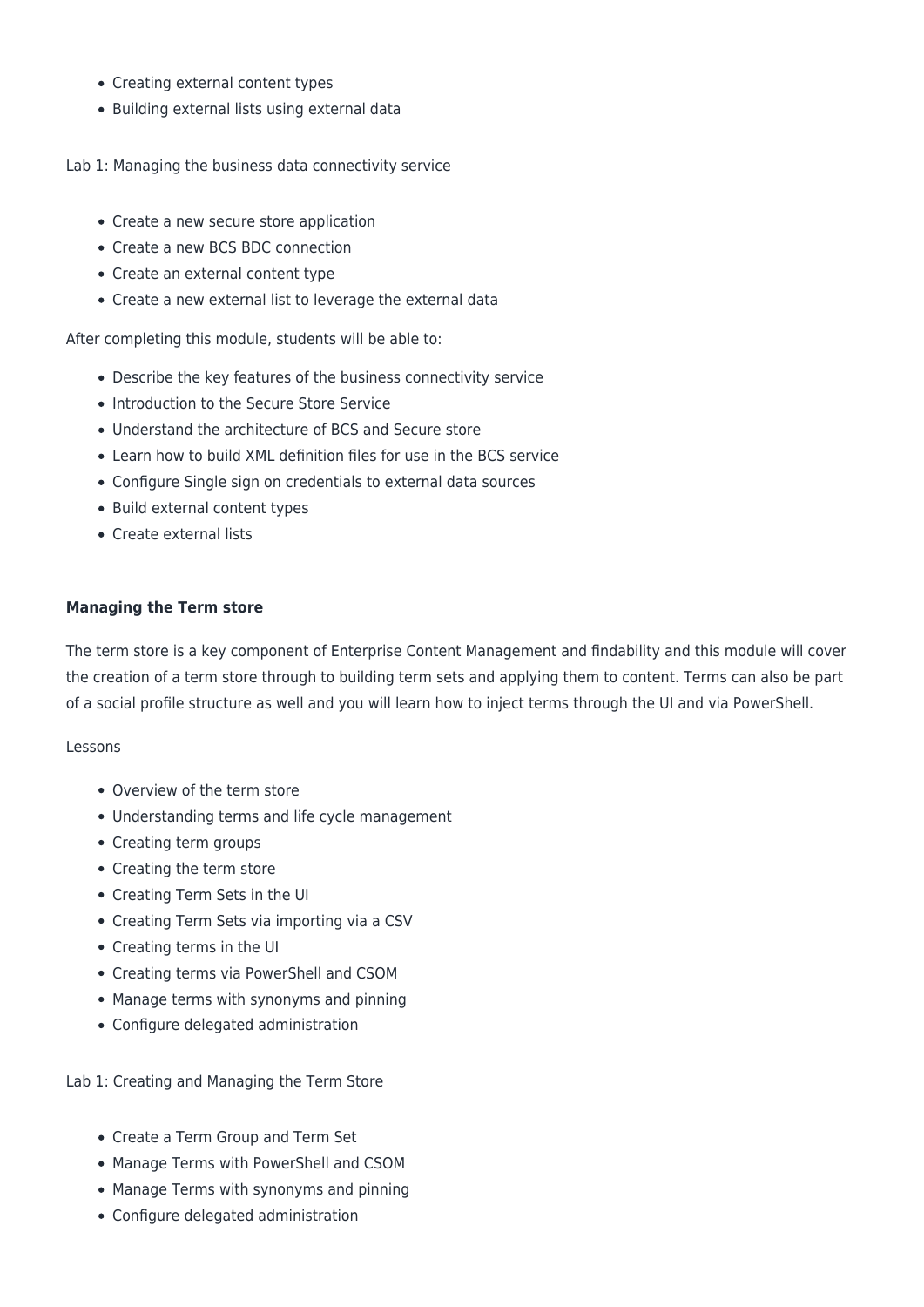- Creating external content types
- Building external lists using external data

Lab 1: Managing the business data connectivity service

- Create a new secure store application
- Create a new BCS BDC connection
- Create an external content type
- Create a new external list to leverage the external data

After completing this module, students will be able to:

- Describe the key features of the business connectivity service
- Introduction to the Secure Store Service
- Understand the architecture of BCS and Secure store
- Learn how to build XML definition files for use in the BCS service
- Configure Single sign on credentials to external data sources
- Build external content types
- Create external lists

**Managing the Term store**

The term store is a key component of Enterprise Content Management and findability and this module will cover the creation of a term store through to building term sets and applying them to content. Terms can also be part of a social profile structure as well and you will learn how to inject terms through the UI and via PowerShell.

Lessons

- Overview of the term store
- Understanding terms and life cycle management
- Creating term groups
- Creating the term store
- Creating Term Sets in the UI
- Creating Term Sets via importing via a CSV
- Creating terms in the UI
- Creating terms via PowerShell and CSOM
- Manage terms with synonyms and pinning
- Configure delegated administration

Lab 1: Creating and Managing the Term Store

- Create a Term Group and Term Set
- Manage Terms with PowerShell and CSOM
- Manage Terms with synonyms and pinning
- Configure delegated administration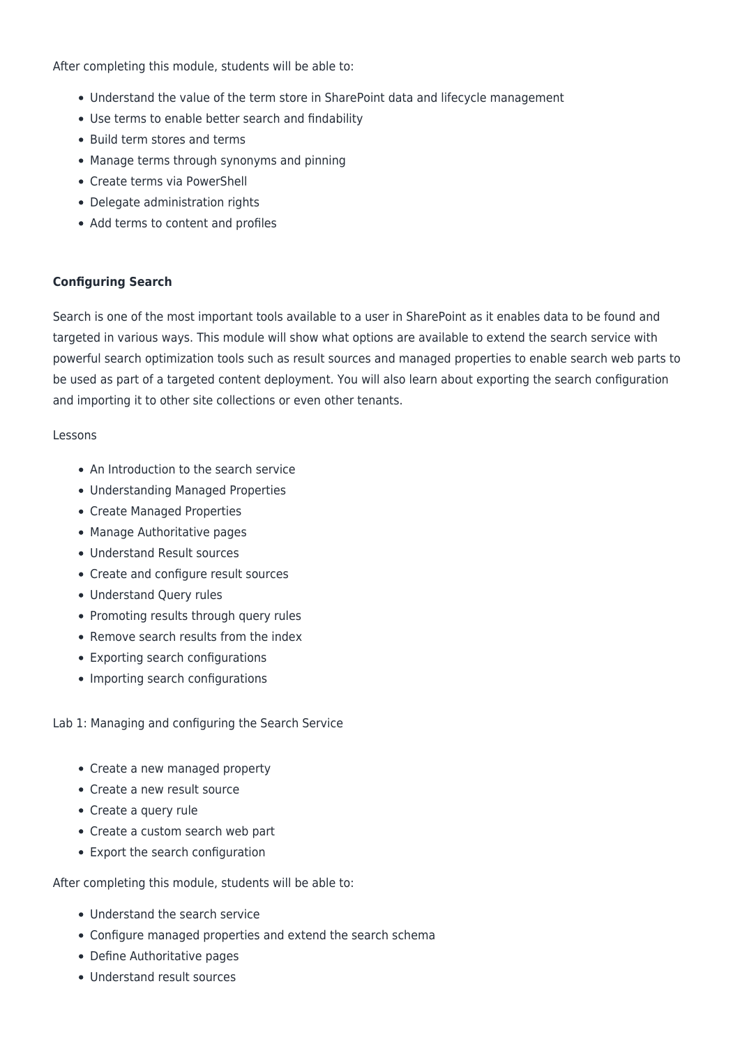After completing this module, students will be able to:

- Understand the value of the term store in SharePoint data and lifecycle management
- Use terms to enable better search and findability
- Build term stores and terms
- Manage terms through synonyms and pinning
- Create terms via PowerShell
- Delegate administration rights
- Add terms to content and profiles

**Configuring Search**

Search is one of the most important tools available to a user in SharePoint as it enables data to be found and targeted in various ways. This module will show what options are available to extend the search service with powerful search optimization tools such as result sources and managed properties to enable search web parts to be used as part of a targeted content deployment. You will also learn about exporting the search configuration and importing it to other site collections or even other tenants.

Lessons

- An Introduction to the search service
- Understanding Managed Properties
- Create Managed Properties
- Manage Authoritative pages
- Understand Result sources
- Create and configure result sources
- Understand Query rules
- Promoting results through query rules
- Remove search results from the index
- Exporting search configurations
- Importing search configurations

Lab 1: Managing and configuring the Search Service

- Create a new managed property
- Create a new result source
- Create a query rule
- Create a custom search web part
- Export the search configuration

After completing this module, students will be able to:

- Understand the search service
- Configure managed properties and extend the search schema
- Define Authoritative pages
- Understand result sources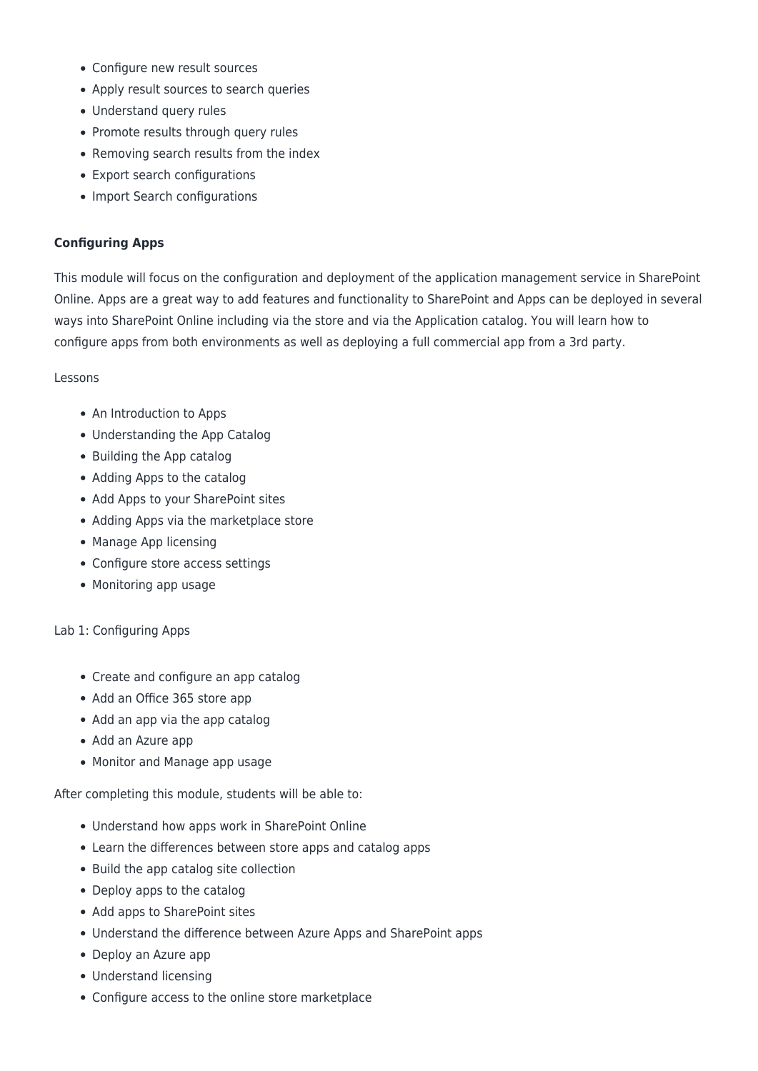- Configure new result sources
- Apply result sources to search queries
- Understand query rules
- Promote results through query rules
- Removing search results from the index
- Export search configurations
- Import Search configurations

**Configuring Apps**

This module will focus on the configuration and deployment of the application management service in SharePoint Online. Apps are a great way to add features and functionality to SharePoint and Apps can be deployed in several ways into SharePoint Online including via the store and via the Application catalog. You will learn how to configure apps from both environments as well as deploying a full commercial app from a 3rd party.

Lessons

- An Introduction to Apps
- Understanding the App Catalog
- Building the App catalog
- Adding Apps to the catalog
- Add Apps to your SharePoint sites
- Adding Apps via the marketplace store
- Manage App licensing
- Configure store access settings
- Monitoring app usage

Lab 1: Configuring Apps

- Create and configure an app catalog
- Add an Office 365 store app
- Add an app via the app catalog
- Add an Azure app
- Monitor and Manage app usage

After completing this module, students will be able to:

- Understand how apps work in SharePoint Online
- Learn the differences between store apps and catalog apps
- Build the app catalog site collection
- Deploy apps to the catalog
- Add apps to SharePoint sites
- Understand the difference between Azure Apps and SharePoint apps
- Deploy an Azure app
- Understand licensing
- Configure access to the online store marketplace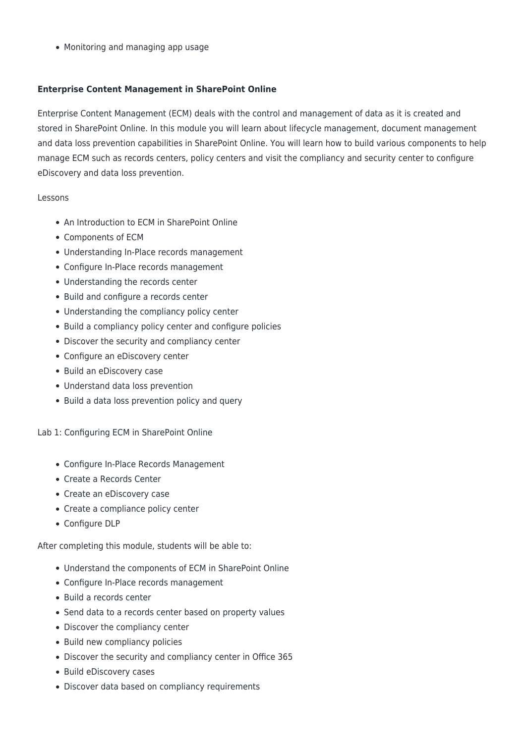- Monitoring and managing app usage

**Enterprise Content Management in SharePoint Online**

Enterprise Content Management (ECM) deals with the control and management of data as it is created and stored in SharePoint Online. In this module you will learn about lifecycle management, document management and data loss prevention capabilities in SharePoint Online. You will learn how to build various components to help manage ECM such as records centers, policy centers and visit the compliancy and security center to configure eDiscovery and data loss prevention.

Lessons

- An Introduction to ECM in SharePoint Online
- Components of ECM
- Understanding In-Place records management
- Configure In-Place records management
- Understanding the records center
- Build and configure a records center
- Understanding the compliancy policy center
- Build a compliancy policy center and configure policies
- Discover the security and compliancy center
- Configure an eDiscovery center
- Build an eDiscovery case
- Understand data loss prevention
- Build a data loss prevention policy and query

Lab 1: Configuring ECM in SharePoint Online

- Configure In-Place Records Management
- Create a Records Center
- Create an eDiscovery case
- Create a compliance policy center
- Configure DLP

After completing this module, students will be able to:

- Understand the components of ECM in SharePoint Online
- Configure In-Place records management
- Build a records center
- Send data to a records center based on property values
- Discover the compliancy center
- Build new compliancy policies
- Discover the security and compliancy center in Office 365
- Build eDiscovery cases
- Discover data based on compliancy requirements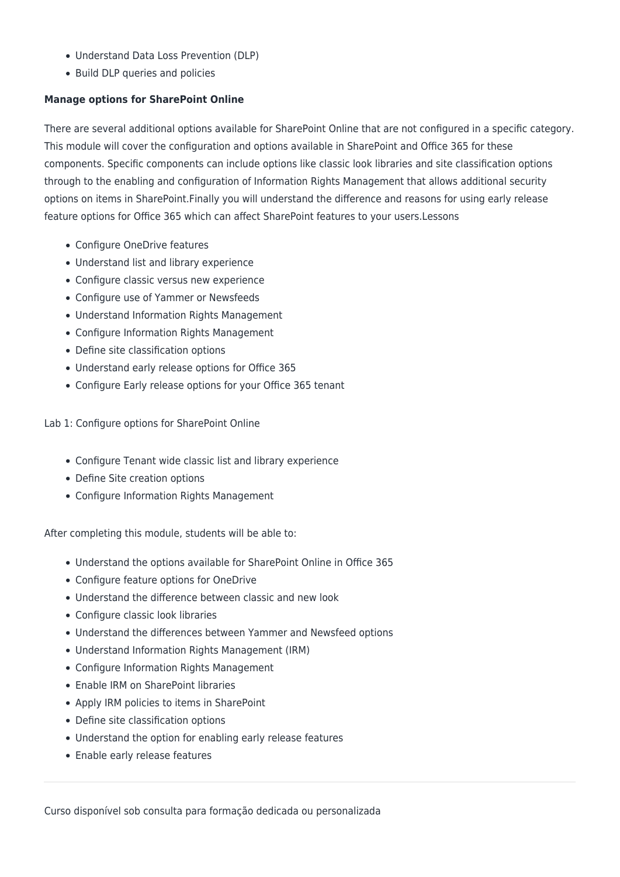- Understand Data Loss Prevention (DLP)
- Build DLP queries and policies

**Manage options for SharePoint Online**

There are several additional options available for SharePoint Online that are not configured in a specific category. This module will cover the configuration and options available in SharePoint and Office 365 for these components. Specific components can include options like classic look libraries and site classification options through to the enabling and configuration of Information Rights Management that allows additional security options on items in SharePoint.Finally you will understand the difference and reasons for using early release feature options for Office 365 which can affect SharePoint features to your users.Lessons

- Configure OneDrive features
- Understand list and library experience
- Configure classic versus new experience
- Configure use of Yammer or Newsfeeds
- Understand Information Rights Management
- Configure Information Rights Management
- Define site classification options
- Understand early release options for Office 365
- Configure Early release options for your Office 365 tenant

Lab 1: Configure options for SharePoint Online

- Configure Tenant wide classic list and library experience
- Define Site creation options
- Configure Information Rights Management

After completing this module, students will be able to:

- Understand the options available for SharePoint Online in Office 365
- Configure feature options for OneDrive
- Understand the difference between classic and new look
- Configure classic look libraries
- Understand the differences between Yammer and Newsfeed options
- Understand Information Rights Management (IRM)
- Configure Information Rights Management
- Enable IRM on SharePoint libraries
- Apply IRM policies to items in SharePoint
- Define site classification options
- Understand the option for enabling early release features
- Enable early release features

---

Curso disponível sob consulta para formação dedicada ou personalizada